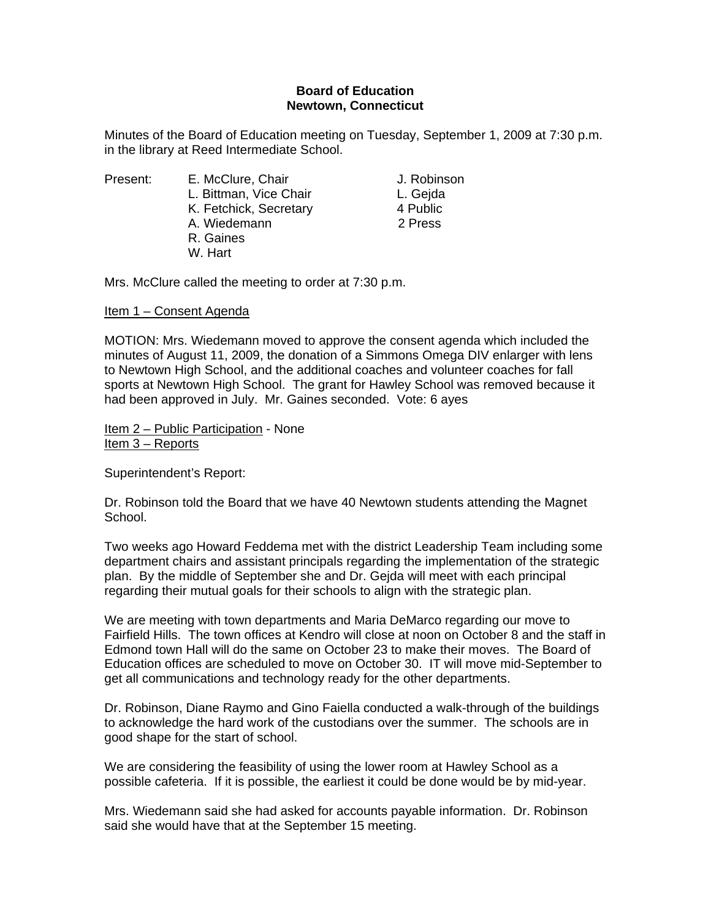**Board of Education**
**Newtown, Connecticut**

Minutes of the Board of Education meeting on Tuesday, September 1, 2009 at 7:30 p.m. in the library at Reed Intermediate School.

| Present: | | |
|---|---|---|
| | E. McClure, Chair | J. Robinson |
| | L. Bittman, Vice Chair | L. Gejda |
| | K. Fetchick, Secretary | 4 Public |
| | A. Wiedemann | 2 Press |
| | R. Gaines | |
| | W. Hart | |

Mrs. McClure called the meeting to order at 7:30 p.m.

Item 1 – Consent Agenda

MOTION: Mrs. Wiedemann moved to approve the consent agenda which included the minutes of August 11, 2009, the donation of a Simmons Omega DIV enlarger with lens to Newtown High School, and the additional coaches and volunteer coaches for fall sports at Newtown High School. The grant for Hawley School was removed because it had been approved in July. Mr. Gaines seconded. Vote: 6 ayes

Item 2 – Public Participation - None
Item 3 – Reports

Superintendent's Report:

Dr. Robinson told the Board that we have 40 Newtown students attending the Magnet School.

Two weeks ago Howard Feddema met with the district Leadership Team including some department chairs and assistant principals regarding the implementation of the strategic plan. By the middle of September she and Dr. Gejda will meet with each principal regarding their mutual goals for their schools to align with the strategic plan.

We are meeting with town departments and Maria DeMarco regarding our move to Fairfield Hills. The town offices at Kendro will close at noon on October 8 and the staff in Edmond town Hall will do the same on October 23 to make their moves. The Board of Education offices are scheduled to move on October 30. IT will move mid-September to get all communications and technology ready for the other departments.

Dr. Robinson, Diane Raymo and Gino Faiella conducted a walk-through of the buildings to acknowledge the hard work of the custodians over the summer. The schools are in good shape for the start of school.

We are considering the feasibility of using the lower room at Hawley School as a possible cafeteria. If it is possible, the earliest it could be done would be by mid-year.

Mrs. Wiedemann said she had asked for accounts payable information. Dr. Robinson said she would have that at the September 15 meeting.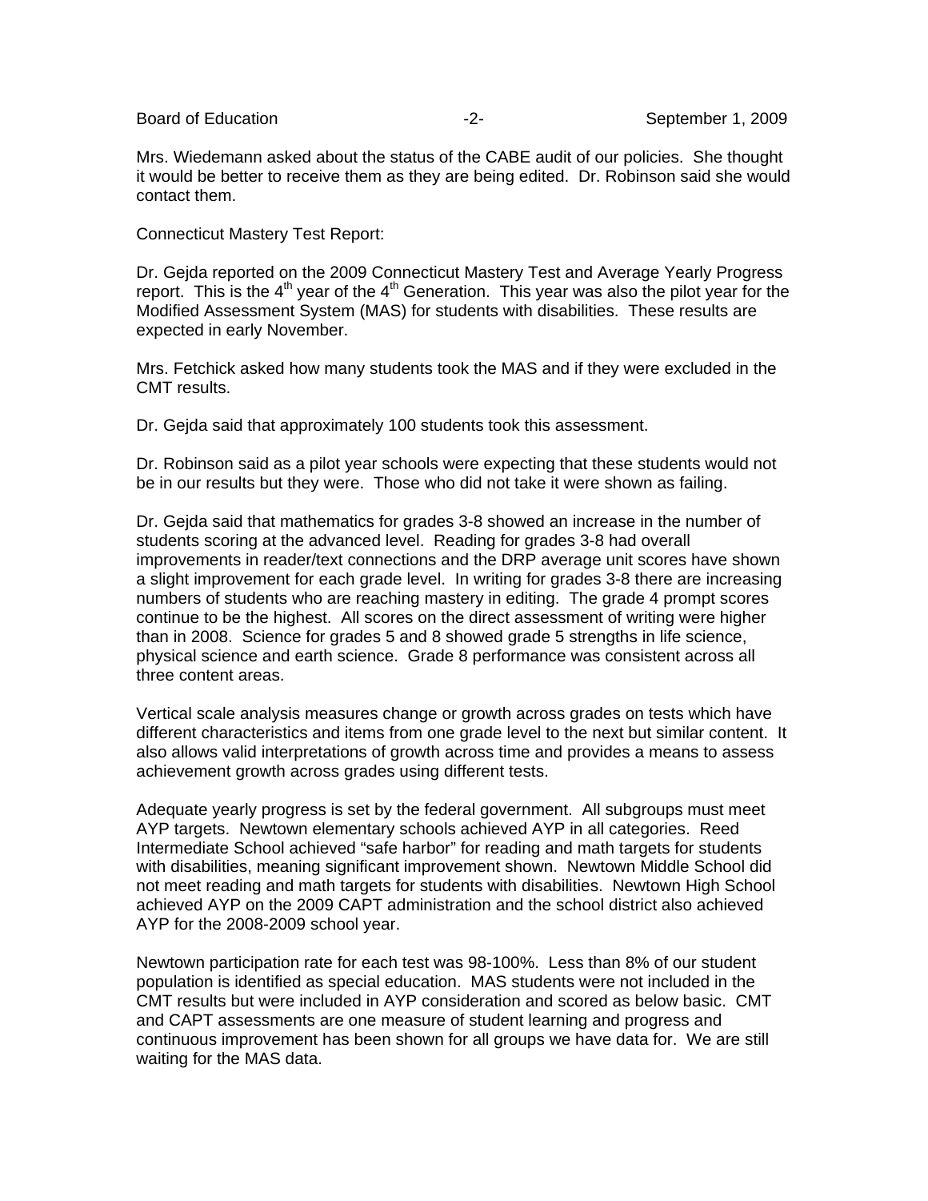Mrs. Wiedemann asked about the status of the CABE audit of our policies. She thought it would be better to receive them as they are being edited. Dr. Robinson said she would contact them.

Connecticut Mastery Test Report:

Dr. Gejda reported on the 2009 Connecticut Mastery Test and Average Yearly Progress report. This is the 4th year of the 4th Generation. This year was also the pilot year for the Modified Assessment System (MAS) for students with disabilities. These results are expected in early November.

Mrs. Fetchick asked how many students took the MAS and if they were excluded in the CMT results.

Dr. Gejda said that approximately 100 students took this assessment.

Dr. Robinson said as a pilot year schools were expecting that these students would not be in our results but they were. Those who did not take it were shown as failing.

Dr. Gejda said that mathematics for grades 3-8 showed an increase in the number of students scoring at the advanced level. Reading for grades 3-8 had overall improvements in reader/text connections and the DRP average unit scores have shown a slight improvement for each grade level. In writing for grades 3-8 there are increasing numbers of students who are reaching mastery in editing. The grade 4 prompt scores continue to be the highest. All scores on the direct assessment of writing were higher than in 2008. Science for grades 5 and 8 showed grade 5 strengths in life science, physical science and earth science. Grade 8 performance was consistent across all three content areas.

Vertical scale analysis measures change or growth across grades on tests which have different characteristics and items from one grade level to the next but similar content. It also allows valid interpretations of growth across time and provides a means to assess achievement growth across grades using different tests.

Adequate yearly progress is set by the federal government. All subgroups must meet AYP targets. Newtown elementary schools achieved AYP in all categories. Reed Intermediate School achieved "safe harbor" for reading and math targets for students with disabilities, meaning significant improvement shown. Newtown Middle School did not meet reading and math targets for students with disabilities. Newtown High School achieved AYP on the 2009 CAPT administration and the school district also achieved AYP for the 2008-2009 school year.

Newtown participation rate for each test was 98-100%. Less than 8% of our student population is identified as special education. MAS students were not included in the CMT results but were included in AYP consideration and scored as below basic. CMT and CAPT assessments are one measure of student learning and progress and continuous improvement has been shown for all groups we have data for. We are still waiting for the MAS data.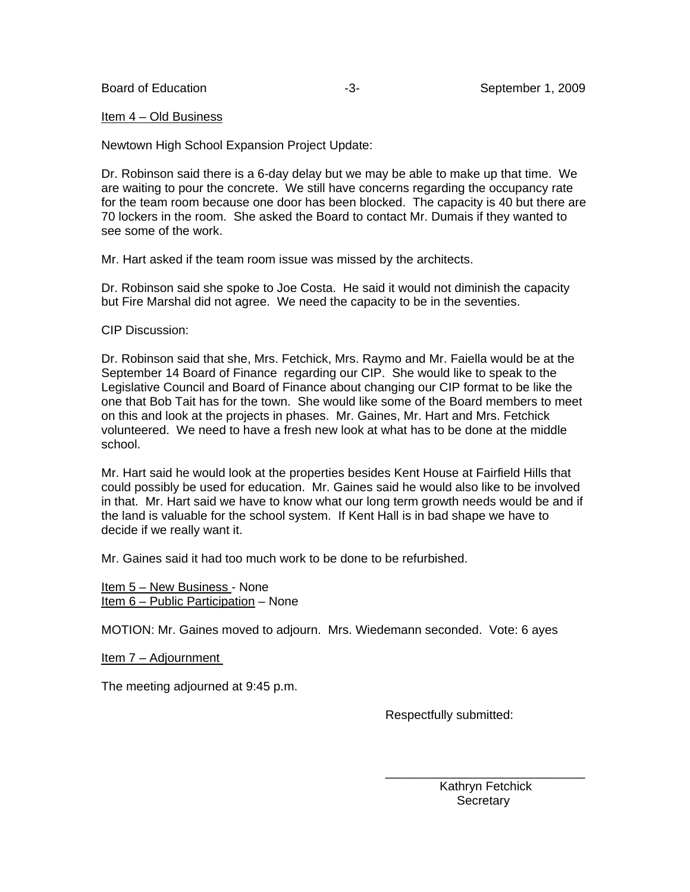Item 4 – Old Business

Newtown High School Expansion Project Update:

Dr. Robinson said there is a 6-day delay but we may be able to make up that time. We are waiting to pour the concrete. We still have concerns regarding the occupancy rate for the team room because one door has been blocked. The capacity is 40 but there are 70 lockers in the room. She asked the Board to contact Mr. Dumais if they wanted to see some of the work.

Mr. Hart asked if the team room issue was missed by the architects.

Dr. Robinson said she spoke to Joe Costa. He said it would not diminish the capacity but Fire Marshal did not agree. We need the capacity to be in the seventies.

CIP Discussion:

Dr. Robinson said that she, Mrs. Fetchick, Mrs. Raymo and Mr. Faiella would be at the September 14 Board of Finance regarding our CIP. She would like to speak to the Legislative Council and Board of Finance about changing our CIP format to be like the one that Bob Tait has for the town. She would like some of the Board members to meet on this and look at the projects in phases. Mr. Gaines, Mr. Hart and Mrs. Fetchick volunteered. We need to have a fresh new look at what has to be done at the middle school.

Mr. Hart said he would look at the properties besides Kent House at Fairfield Hills that could possibly be used for education. Mr. Gaines said he would also like to be involved in that. Mr. Hart said we have to know what our long term growth needs would be and if the land is valuable for the school system. If Kent Hall is in bad shape we have to decide if we really want it.

Mr. Gaines said it had too much work to be done to be refurbished.

Item 5 – New Business - None
Item 6 – Public Participation – None

MOTION: Mr. Gaines moved to adjourn. Mrs. Wiedemann seconded. Vote: 6 ayes

Item 7 – Adjournment

The meeting adjourned at 9:45 p.m.

Respectfully submitted:

\_\_\_\_\_\_\_\_\_\_\_\_\_\_\_\_\_\_\_\_\_\_\_\_\_\_\_\_\_\_

Kathryn Fetchick
Secretary